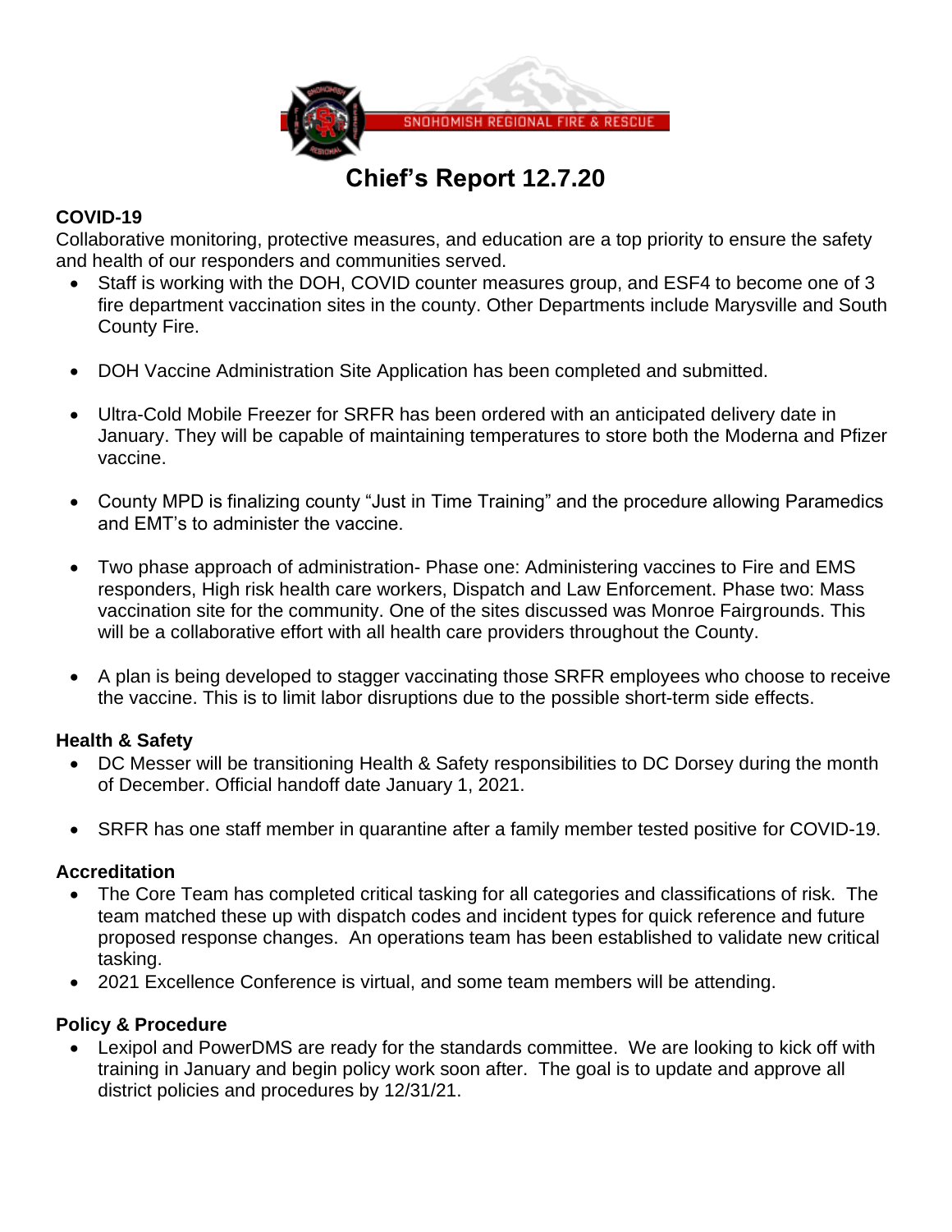SNOHOMISH REGIONAL FIRE & RESCUE

# Chief's Report 12.7.20

### COVID-19

Collaborative monitoring, protective measures, and education are a top priority to ensure the safety and health of our responders and communities served.

- Staff is working with the DOH, COVID counter measures group, and ESF4 to become one of 3 fire department vaccination sites in the county. Other Departments include Marysville and South County Fire.
- DOH Vaccine Administration Site Application has been completed and submitted.
- Ultra-Cold Mobile Freezer for SRFR has been ordered with an anticipated delivery date in January. They will be capable of maintaining temperatures to store both the Moderna and Pfizer vaccine.
- County MPD is finalizing county "Just in Time Training" and the procedure allowing Paramedics and EMT's to administer the vaccine.
- Two phase approach of administration- Phase one: Administering vaccines to Fire and EMS responders, High risk health care workers, Dispatch and Law Enforcement. Phase two: Mass vaccination site for the community. One of the sites discussed was Monroe Fairgrounds. This will be a collaborative effort with all health care providers throughout the County.
- A plan is being developed to stagger vaccinating those SRFR employees who choose to receive the vaccine. This is to limit labor disruptions due to the possible short-term side effects.

### Health & Safety

- DC Messer will be transitioning Health & Safety responsibilities to DC Dorsey during the month of December. Official handoff date January 1, 2021.
- SRFR has one staff member in quarantine after a family member tested positive for COVID-19.

### Accreditation

- The Core Team has completed critical tasking for all categories and classifications of risk. The team matched these up with dispatch codes and incident types for quick reference and future proposed response changes. An operations team has been established to validate new critical tasking.
- 2021 Excellence Conference is virtual, and some team members will be attending.

### Policy & Procedure

- Lexipol and PowerDMS are ready for the standards committee. We are looking to kick off with training in January and begin policy work soon after. The goal is to update and approve all district policies and procedures by 12/31/21.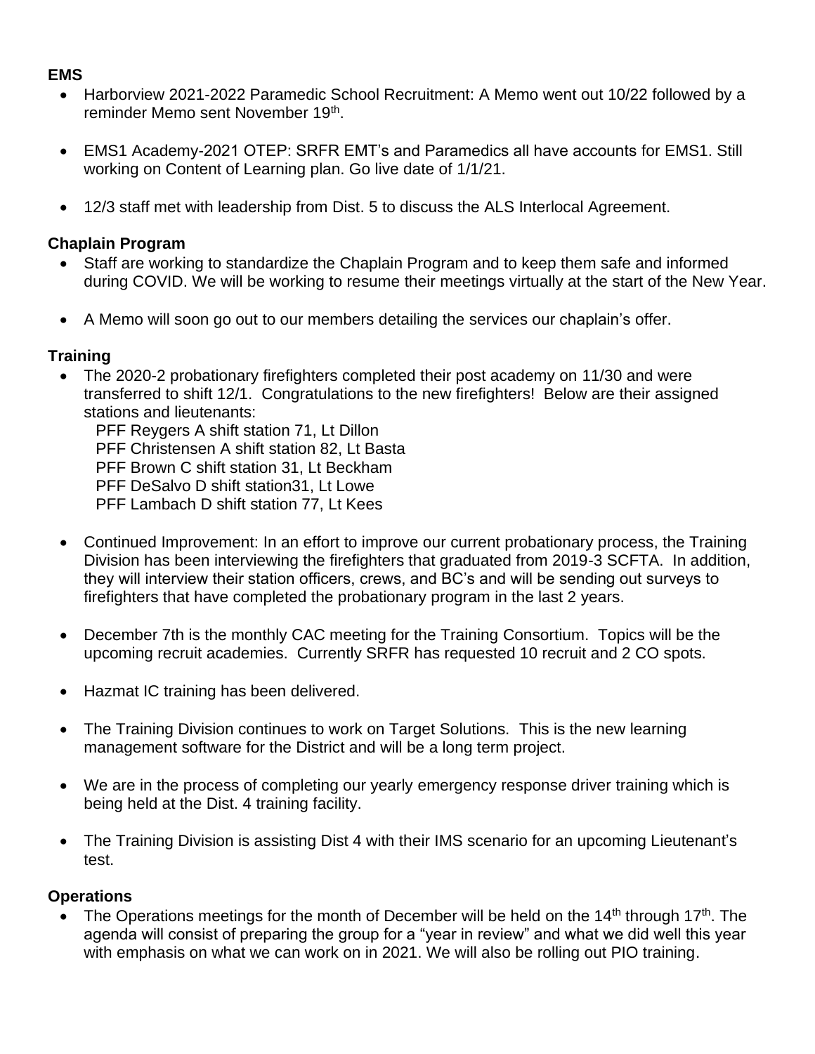**EMS**

- Harborview 2021-2022 Paramedic School Recruitment: A Memo went out 10/22 followed by a reminder Memo sent November 19th.

- EMS1 Academy-2021 OTEP: SRFR EMT's and Paramedics all have accounts for EMS1. Still working on Content of Learning plan. Go live date of 1/1/21.

- 12/3 staff met with leadership from Dist. 5 to discuss the ALS Interlocal Agreement.

**Chaplain Program**

- Staff are working to standardize the Chaplain Program and to keep them safe and informed during COVID. We will be working to resume their meetings virtually at the start of the New Year.

- A Memo will soon go out to our members detailing the services our chaplain's offer.

**Training**

- The 2020-2 probationary firefighters completed their post academy on 11/30 and were transferred to shift 12/1. Congratulations to the new firefighters! Below are their assigned stations and lieutenants:
  PFF Reygers A shift station 71, Lt Dillon
  PFF Christensen A shift station 82, Lt Basta
  PFF Brown C shift station 31, Lt Beckham
  PFF DeSalvo D shift station31, Lt Lowe
  PFF Lambach D shift station 77, Lt Kees

- Continued Improvement: In an effort to improve our current probationary process, the Training Division has been interviewing the firefighters that graduated from 2019-3 SCFTA. In addition, they will interview their station officers, crews, and BC's and will be sending out surveys to firefighters that have completed the probationary program in the last 2 years.

- December 7th is the monthly CAC meeting for the Training Consortium. Topics will be the upcoming recruit academies. Currently SRFR has requested 10 recruit and 2 CO spots.

- Hazmat IC training has been delivered.

- The Training Division continues to work on Target Solutions. This is the new learning management software for the District and will be a long term project.

- We are in the process of completing our yearly emergency response driver training which is being held at the Dist. 4 training facility.

- The Training Division is assisting Dist 4 with their IMS scenario for an upcoming Lieutenant's test.

**Operations**

- The Operations meetings for the month of December will be held on the 14th through 17th. The agenda will consist of preparing the group for a "year in review" and what we did well this year with emphasis on what we can work on in 2021. We will also be rolling out PIO training.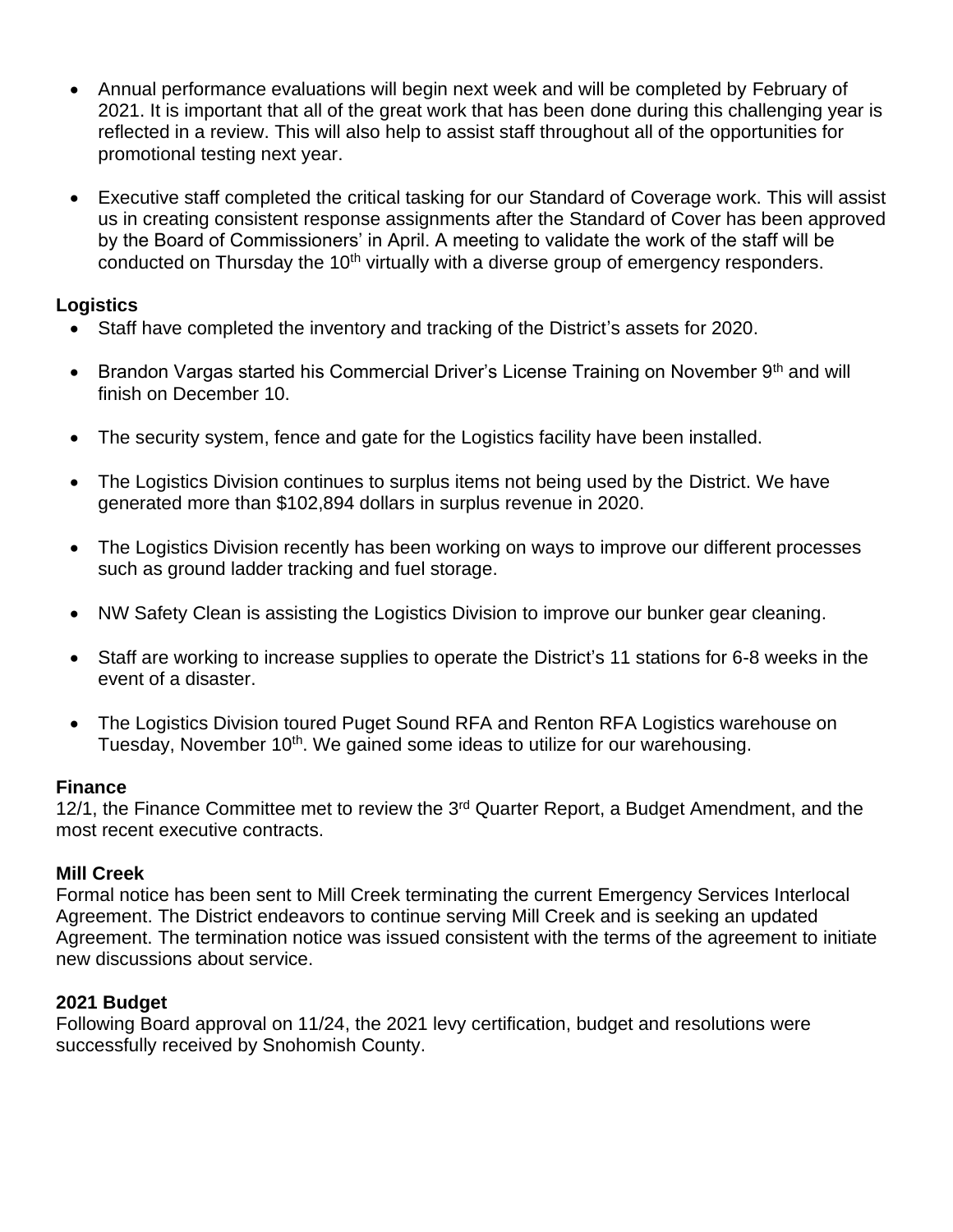- Annual performance evaluations will begin next week and will be completed by February of 2021. It is important that all of the great work that has been done during this challenging year is reflected in a review. This will also help to assist staff throughout all of the opportunities for promotional testing next year.
- Executive staff completed the critical tasking for our Standard of Coverage work. This will assist us in creating consistent response assignments after the Standard of Cover has been approved by the Board of Commissioners' in April. A meeting to validate the work of the staff will be conducted on Thursday the 10th virtually with a diverse group of emergency responders.

**Logistics**

- Staff have completed the inventory and tracking of the District's assets for 2020.
- Brandon Vargas started his Commercial Driver's License Training on November 9th and will finish on December 10.
- The security system, fence and gate for the Logistics facility have been installed.
- The Logistics Division continues to surplus items not being used by the District. We have generated more than $102,894 dollars in surplus revenue in 2020.
- The Logistics Division recently has been working on ways to improve our different processes such as ground ladder tracking and fuel storage.
- NW Safety Clean is assisting the Logistics Division to improve our bunker gear cleaning.
- Staff are working to increase supplies to operate the District's 11 stations for 6-8 weeks in the event of a disaster.
- The Logistics Division toured Puget Sound RFA and Renton RFA Logistics warehouse on Tuesday, November 10th. We gained some ideas to utilize for our warehousing.

**Finance**

12/1, the Finance Committee met to review the 3rd Quarter Report, a Budget Amendment, and the most recent executive contracts.

**Mill Creek**

Formal notice has been sent to Mill Creek terminating the current Emergency Services Interlocal Agreement. The District endeavors to continue serving Mill Creek and is seeking an updated Agreement. The termination notice was issued consistent with the terms of the agreement to initiate new discussions about service.

**2021 Budget**

Following Board approval on 11/24, the 2021 levy certification, budget and resolutions were successfully received by Snohomish County.